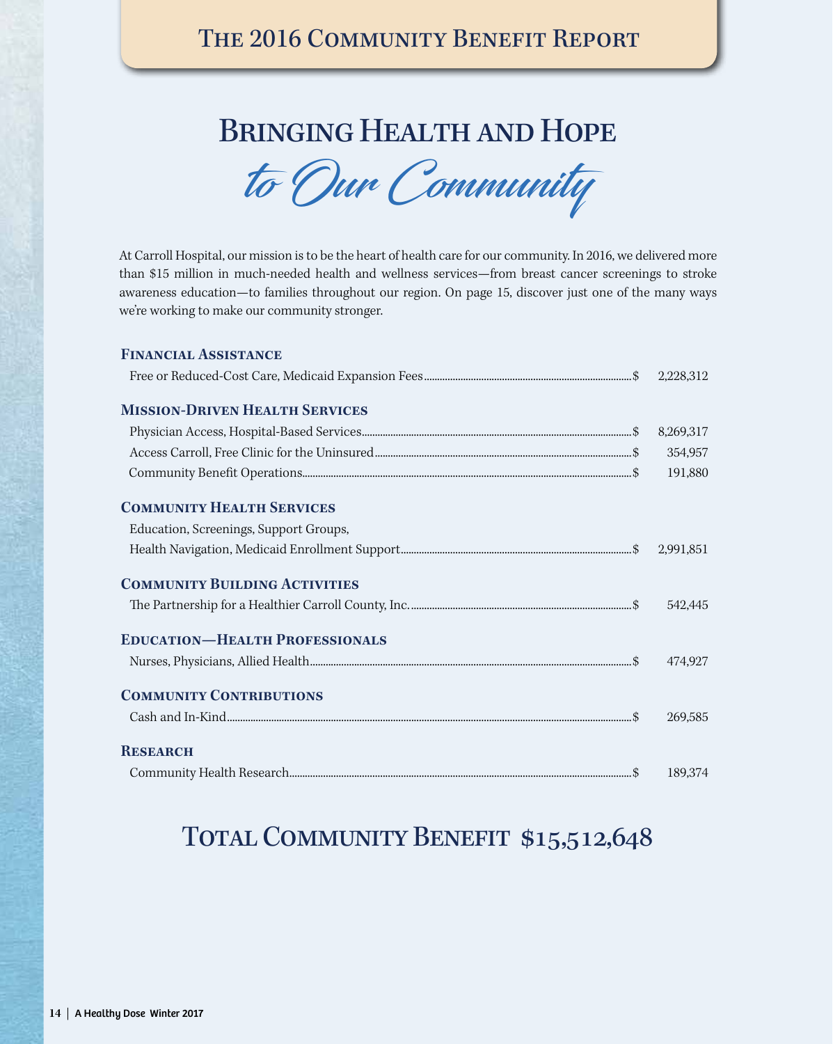# The 2016 Community Benefit Report

## Bringing Health and Hope *to Our Community*

At Carroll Hospital, our mission is to be the heart of health care for our community. In 2016, we delivered more than $15 million in much-needed health and wellness services—from breast cancer screenings to stroke awareness education—to families throughout our region. On page 15, discover just one of the many ways we're working to make our community stronger.

### Financial Assistance

Free or Reduced-Cost Care, Medicaid Expansion Fees ........ $ 2,228,312

### Mission-Driven Health Services

Physician Access, Hospital-Based Services ........ $ 8,269,317

Access Carroll, Free Clinic for the Uninsured ........ $ 354,957

Community Benefit Operations ........ $ 191,880

### Community Health Services

Education, Screenings, Support Groups,
Health Navigation, Medicaid Enrollment Support ........ $ 2,991,851

### Community Building Activities

The Partnership for a Healthier Carroll County, Inc. ........ $ 542,445

### Education—Health Professionals

Nurses, Physicians, Allied Health ........ $ 474,927

### Community Contributions

Cash and In-Kind ........ $ 269,585

### Research

Community Health Research ........ $ 189,374

## Total Community Benefit $15,512,648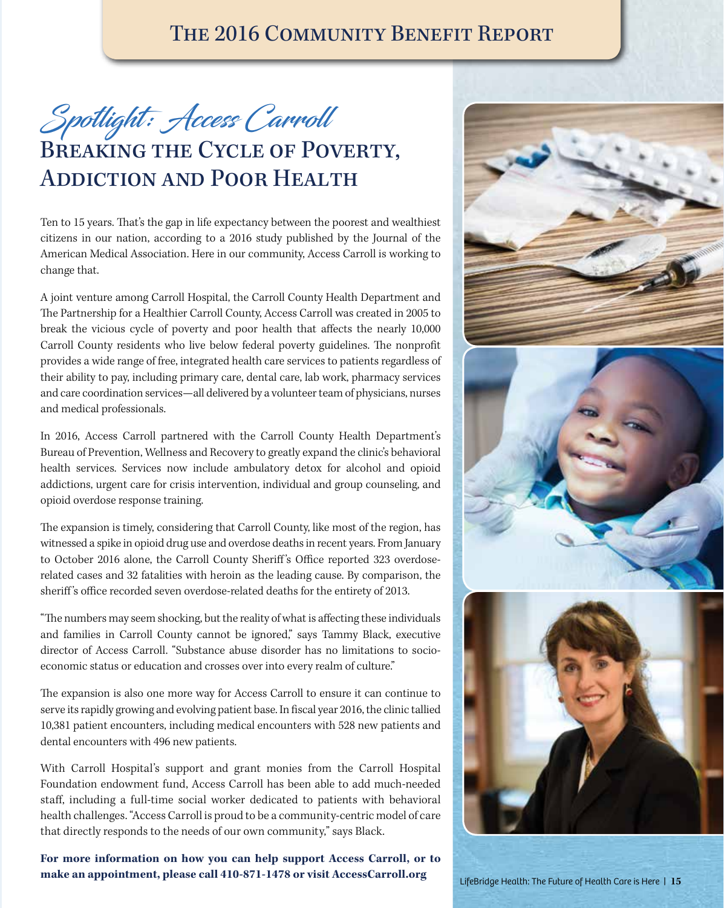## Spotlight: Access Carroll

# Breaking the Cycle of Poverty, Addiction and Poor Health

Ten to 15 years. That's the gap in life expectancy between the poorest and wealthiest citizens in our nation, according to a 2016 study published by the Journal of the American Medical Association. Here in our community, Access Carroll is working to change that.

A joint venture among Carroll Hospital, the Carroll County Health Department and The Partnership for a Healthier Carroll County, Access Carroll was created in 2005 to break the vicious cycle of poverty and poor health that affects the nearly 10,000 Carroll County residents who live below federal poverty guidelines. The nonprofit provides a wide range of free, integrated health care services to patients regardless of their ability to pay, including primary care, dental care, lab work, pharmacy services and care coordination services—all delivered by a volunteer team of physicians, nurses and medical professionals.

In 2016, Access Carroll partnered with the Carroll County Health Department's Bureau of Prevention, Wellness and Recovery to greatly expand the clinic's behavioral health services. Services now include ambulatory detox for alcohol and opioid addictions, urgent care for crisis intervention, individual and group counseling, and opioid overdose response training.

The expansion is timely, considering that Carroll County, like most of the region, has witnessed a spike in opioid drug use and overdose deaths in recent years. From January to October 2016 alone, the Carroll County Sheriff's Office reported 323 overdose-related cases and 32 fatalities with heroin as the leading cause. By comparison, the sheriff's office recorded seven overdose-related deaths for the entirety of 2013.

"The numbers may seem shocking, but the reality of what is affecting these individuals and families in Carroll County cannot be ignored," says Tammy Black, executive director of Access Carroll. "Substance abuse disorder has no limitations to socio-economic status or education and crosses over into every realm of culture."

The expansion is also one more way for Access Carroll to ensure it can continue to serve its rapidly growing and evolving patient base. In fiscal year 2016, the clinic tallied 10,381 patient encounters, including medical encounters with 528 new patients and dental encounters with 496 new patients.

With Carroll Hospital's support and grant monies from the Carroll Hospital Foundation endowment fund, Access Carroll has been able to add much-needed staff, including a full-time social worker dedicated to patients with behavioral health challenges. "Access Carroll is proud to be a community-centric model of care that directly responds to the needs of our own community," says Black.

**For more information on how you can help support Access Carroll, or to make an appointment, please call 410-871-1478 or visit AccessCarroll.org**